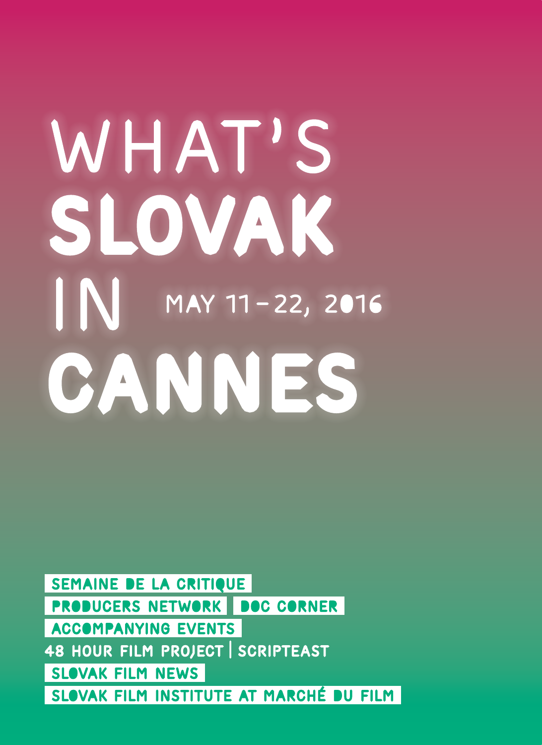# WHAT'S SLOVAK IN CANNES

MAY 11–22, 2016

SEMAINE DE LA CRITIQUE

PRODUCERS NETWORK | DOC CORNER

ACCOMPANYING EVENTS

48 HOUR FILM PROJECT | SCRIPTEAST

SLOVAK FILM NEWS

SLOVAK FILM INSTITUTE AT MARCHÉ DU FILM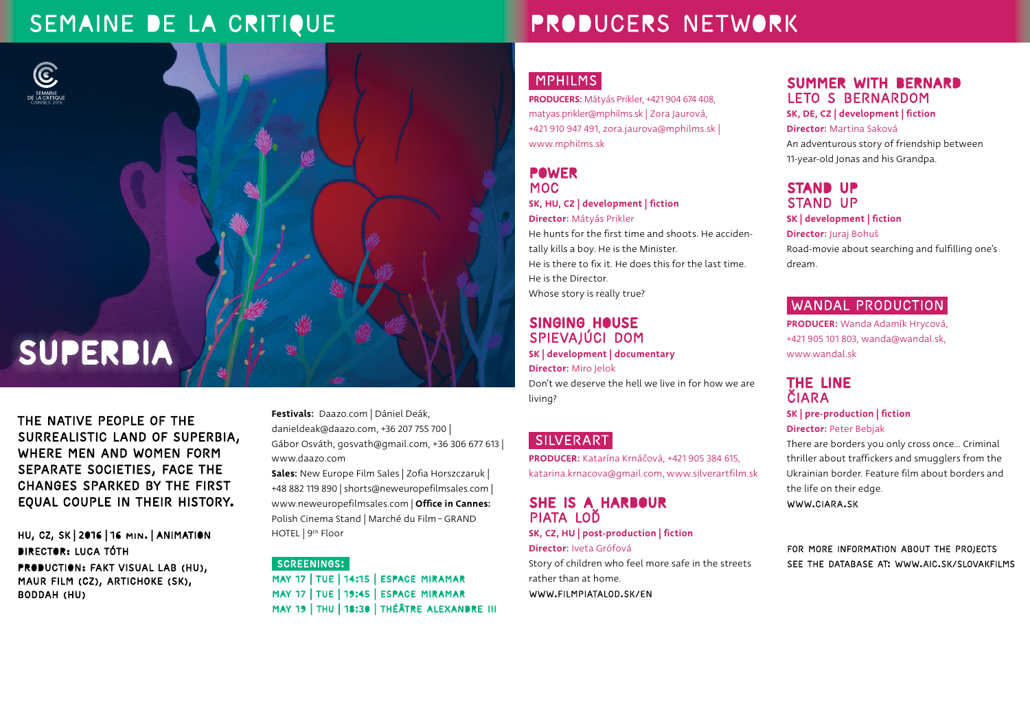# SEMAINE DE LA CRITIQUE

# SUPERBIA

THE NATIVE PEOPLE OF THE SURREALISTIC LAND OF SUPERBIA, WHERE MEN AND WOMEN FORM SEPARATE SOCIETIES, FACE THE CHANGES SPARKED BY THE FIRST EQUAL COUPLE IN THEIR HISTORY.

HU, CZ, SK | 2016 | 16 MIN. | ANIMATION
DIRECTOR: LUCA TÓTH
PRODUCTION: FAKT VISUAL LAB (HU), MAUR FILM (CZ), ARTICHOKE (SK), BODDAH (HU)

**Festivals:** Daazo.com | Dániel Deák, danieldeak@daazo.com, +36 207 755 700 | Gábor Osváth, gosvath@gmail.com, +36 306 677 613 | www.daazo.com
**Sales:** New Europe Film Sales | Zofia Horszczaruk | +48 882 119 890 | shorts@neweuropefilmsales.com | www.neweuropefilmsales.com | **Office in Cannes:** Polish Cinema Stand | Marché du Film – GRAND HOTEL | 9th Floor

**SCREENINGS:**
MAY 17 | TUE | 14:15 | ESPACE MIRAMAR
MAY 17 | TUE | 19:45 | ESPACE MIRAMAR
MAY 19 | THU | 18:30 | THÉÂTRE ALEXANDRE III

# PRODUCERS NETWORK

## MPHILMS

**PRODUCERS:** Mátyás Prikler, +421 904 674 408, matyas.prikler@mphilms.sk | Zora Jaurová, +421 910 947 491, zora.jaurova@mphilms.sk | www.mphilms.sk

### POWER
### MOC

**SK, HU, CZ | development | fiction**
**Director:** Mátyás Prikler
He hunts for the first time and shoots. He accidentally kills a boy. He is the Minister.
He is there to fix it. He does this for the last time. He is the Director.
Whose story is really true?

### SINGING HOUSE
### SPIEVAJÚCI DOM

**SK | development | documentary**
**Director:** Miro Jelok
Don't we deserve the hell we live in for how we are living?

## SILVERART

**PRODUCER:** Katarína Krnáčová, +421 905 384 615, katarina.krnacova@gmail.com, www.silverartfilm.sk

### SHE IS A HARBOUR
### PIATA LOĎ

**SK, CZ, HU | post-production | fiction**
**Director:** Iveta Grófová
Story of children who feel more safe in the streets rather than at home.
WWW.FILMPIATALOD.SK/EN

### SUMMER WITH BERNARD
### LETO S BERNARDOM

**SK, DE, CZ | development | fiction**
**Director:** Martina Saková
An adventurous story of friendship between 11-year-old Jonas and his Grandpa.

### STAND UP
### STAND UP

**SK | development | fiction**
**Director:** Juraj Bohuš
Road-movie about searching and fulfilling one's dream.

## WANDAL PRODUCTION

**PRODUCER:** Wanda Adamík Hrycová, +421 905 101 803, wanda@wandal.sk, www.wandal.sk

### THE LINE
### ČIARA

**SK | pre-production | fiction**
**Director:** Peter Bebjak
There are borders you only cross once... Criminal thriller about traffickers and smugglers from the Ukrainian border. Feature film about borders and the life on their edge.
WWW.CIARA.SK

FOR MORE INFORMATION ABOUT THE PROJECTS SEE THE DATABASE AT: WWW.AIC.SK/SLOVAKFILMS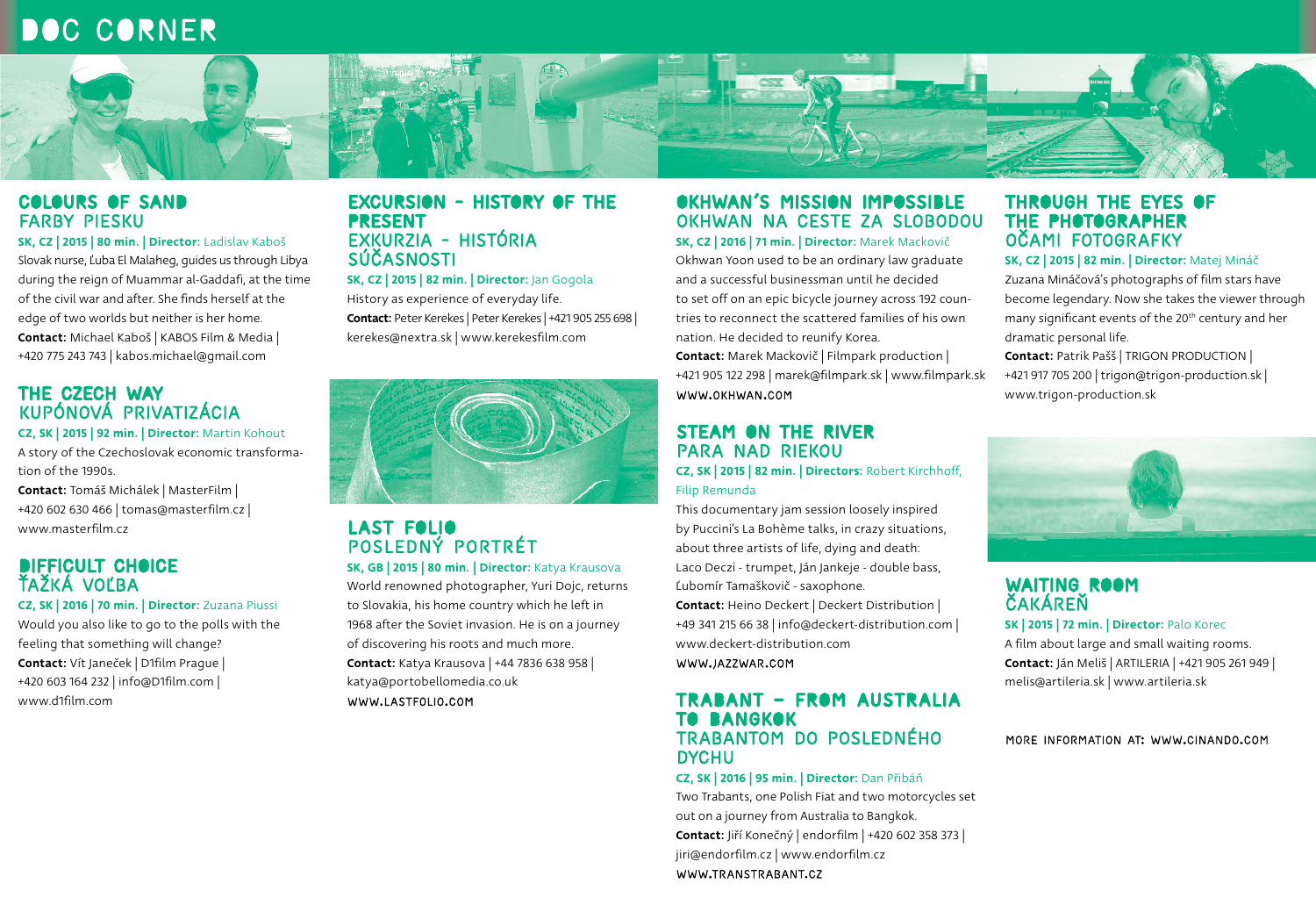# DOC CORNER

## COLOURS OF SAND
### FARBY PIESKU

**SK, CZ | 2015 | 80 min. | Director:** Ladislav Kaboš

Slovak nurse, Ľuba El Malaheg, guides us through Libya during the reign of Muammar al-Gaddafi, at the time of the civil war and after. She finds herself at the edge of two worlds but neither is her home.

**Contact:** Michael Kaboš | KABOS Film & Media | +420 775 243 743 | kabos.michael@gmail.com

## THE CZECH WAY
### KUPÓNOVÁ PRIVATIZÁCIA

**CZ, SK | 2015 | 92 min. | Director:** Martin Kohout

A story of the Czechoslovak economic transformation of the 1990s.

**Contact:** Tomáš Michálek | MasterFilm | +420 602 630 466 | tomas@masterfilm.cz | www.masterfilm.cz

## DIFFICULT CHOICE
### ŤAŽKÁ VOĽBA

**CZ, SK | 2016 | 70 min. | Director:** Zuzana Piussi

Would you also like to go to the polls with the feeling that something will change?

**Contact:** Vít Janeček | D1film Prague | +420 603 164 232 | info@D1film.com | www.d1film.com

## EXCURSION – HISTORY OF THE PRESENT
### EXKURZIA – HISTÓRIA SÚČASNOSTI

**SK, CZ | 2015 | 82 min. | Director:** Jan Gogola

History as experience of everyday life.

**Contact:** Peter Kerekes | Peter Kerekes | +421 905 255 698 | kerekes@nextra.sk | www.kerekesfilm.com

## LAST FOLIO
### POSLEDNÝ PORTRÉT

**SK, GB | 2015 | 80 min. | Director:** Katya Krausova

World renowned photographer, Yuri Dojc, returns to Slovakia, his home country which he left in 1968 after the Soviet invasion. He is on a journey of discovering his roots and much more.

**Contact:** Katya Krausova | +44 7836 638 958 | katya@portobellomedia.co.uk

WWW.LASTFOLIO.COM

## OKHWAN'S MISSION IMPOSSIBLE
### OKHWAN NA CESTE ZA SLOBODOU

**SK, CZ | 2016 | 71 min. | Director:** Marek Mackovič

Okhwan Yoon used to be an ordinary law graduate and a successful businessman until he decided to set off on an epic bicycle journey across 192 countries to reconnect the scattered families of his own nation. He decided to reunify Korea.

**Contact:** Marek Mackovič | Filmpark production | +421 905 122 298 | marek@filmpark.sk | www.filmpark.sk

WWW.OKHWAN.COM

## STEAM ON THE RIVER
### PARA NAD RIEKOU

**CZ, SK | 2015 | 82 min. | Directors:** Robert Kirchhoff, Filip Remunda

This documentary jam session loosely inspired by Puccini's La Bohème talks, in crazy situations, about three artists of life, dying and death: Laco Deczi - trumpet, Ján Jankeje - double bass, Ľubomír Tamaškovič - saxophone.

**Contact:** Heino Deckert | Deckert Distribution | +49 341 215 66 38 | info@deckert-distribution.com | www.deckert-distribution.com

WWW.JAZZWAR.COM

## TRABANT – FROM AUSTRALIA TO BANGKOK
### TRABANTOM DO POSLEDNÉHO DYCHU

**CZ, SK | 2016 | 95 min. | Director:** Dan Přibáň

Two Trabants, one Polish Fiat and two motorcycles set out on a journey from Australia to Bangkok.

**Contact:** Jiří Konečný | endorfilm | +420 602 358 373 | jiri@endorfilm.cz | www.endorfilm.cz

WWW.TRANSTRABANT.CZ

## THROUGH THE EYES OF THE PHOTOGRAPHER
### OČAMI FOTOGRAFKY

**SK, CZ | 2015 | 82 min. | Director:** Matej Mináč

Zuzana Mináčová's photographs of film stars have become legendary. Now she takes the viewer through many significant events of the 20th century and her dramatic personal life.

**Contact:** Patrik Pašš | TRIGON PRODUCTION | +421 917 705 200 | trigon@trigon-production.sk | www.trigon-production.sk

## WAITING ROOM
### ČAKÁREŇ

**SK | 2015 | 72 min. | Director:** Palo Korec

A film about large and small waiting rooms.

**Contact:** Ján Meliš | ARTILERIA | +421 905 261 949 | melis@artileria.sk | www.artileria.sk

MORE INFORMATION AT: WWW.CINANDO.COM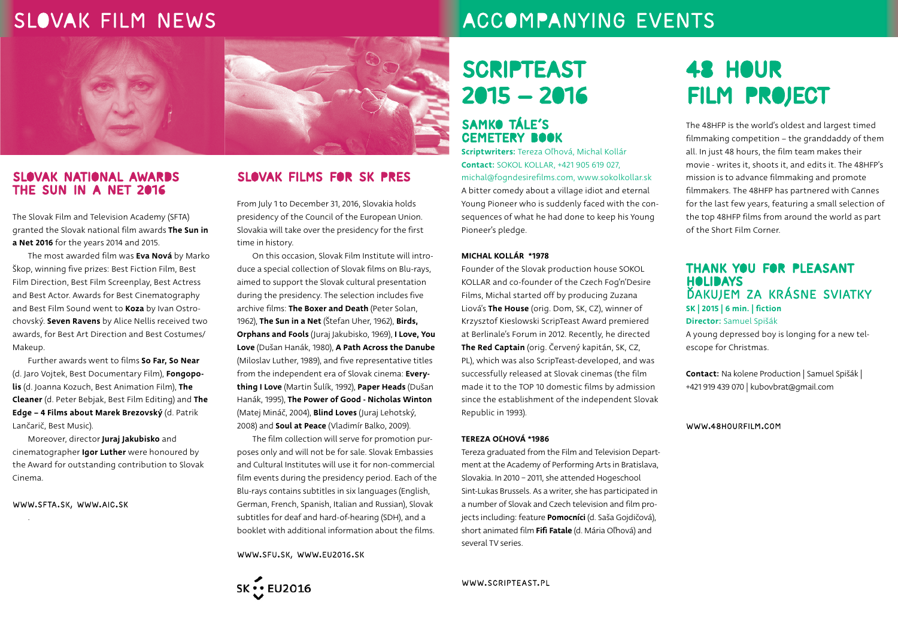# SLOVAK FILM NEWS

## SLOVAK NATIONAL AWARDS THE SUN IN A NET 2016

The Slovak Film and Television Academy (SFTA) granted the Slovak national film awards **The Sun in a Net 2016** for the years 2014 and 2015.

The most awarded film was **Eva Nová** by Marko Škop, winning five prizes: Best Fiction Film, Best Film Direction, Best Film Screenplay, Best Actress and Best Actor. Awards for Best Cinematography and Best Film Sound went to **Koza** by Ivan Ostrochovský. **Seven Ravens** by Alice Nellis received two awards, for Best Art Direction and Best Costumes/Makeup.

Further awards went to films **So Far, So Near** (d. Jaro Vojtek, Best Documentary Film), **Fongopolis** (d. Joanna Kozuch, Best Animation Film), **The Cleaner** (d. Peter Bebjak, Best Film Editing) and **The Edge – 4 Films about Marek Brezovský** (d. Patrik Lančarič, Best Music).

Moreover, director **Juraj Jakubisko** and cinematographer **Igor Luther** were honoured by the Award for outstanding contribution to Slovak Cinema.

WWW.SFTA.SK, WWW.AIC.SK

## SLOVAK FILMS FOR SK PRES

From July 1 to December 31, 2016, Slovakia holds presidency of the Council of the European Union. Slovakia will take over the presidency for the first time in history.

On this occasion, Slovak Film Institute will introduce a special collection of Slovak films on Blu-rays, aimed to support the Slovak cultural presentation during the presidency. The selection includes five archive films: **The Boxer and Death** (Peter Solan, 1962), **The Sun in a Net** (Štefan Uher, 1962), **Birds, Orphans and Fools** (Juraj Jakubisko, 1969), **I Love, You Love** (Dušan Hanák, 1980), **A Path Across the Danube** (Miloslav Luther, 1989), and five representative titles from the independent era of Slovak cinema: **Everything I Love** (Martin Šulík, 1992), **Paper Heads** (Dušan Hanák, 1995), **The Power of Good - Nicholas Winton** (Matej Mináč, 2004), **Blind Loves** (Juraj Lehotský, 2008) and **Soul at Peace** (Vladimír Balko, 2009).

The film collection will serve for promotion purposes only and will not be for sale. Slovak Embassies and Cultural Institutes will use it for non-commercial film events during the presidency period. Each of the Blu-rays contains subtitles in six languages (English, German, French, Spanish, Italian and Russian), Slovak subtitles for deaf and hard-of-hearing (SDH), and a booklet with additional information about the films.

WWW.SFU.SK, WWW.EU2016.SK

SK EU2016

# ACCOMPANYING EVENTS

## SCRIPTEAST 2015 – 2016

### SAMKO TÁLE'S CEMETERY BOOK

**Scriptwriters:** Tereza Oľhová, Michal Kollár
**Contact:** SOKOL KOLLAR, +421 905 619 027, michal@fogndesirefilms.com, www.sokolkollar.sk

A bitter comedy about a village idiot and eternal Young Pioneer who is suddenly faced with the consequences of what he had done to keep his Young Pioneer's pledge.

**MICHAL KOLLÁR \*1978**

Founder of the Slovak production house SOKOL KOLLAR and co-founder of the Czech Fog'n'Desire Films, Michal started off by producing Zuzana Liová's **The House** (orig. Dom, SK, CZ), winner of Krzysztof Kieslowski ScripTeast Award premiered at Berlinale's Forum in 2012. Recently, he directed **The Red Captain** (orig. Červený kapitán, SK, CZ, PL), which was also ScripTeast-developed, and was successfully released at Slovak cinemas (the film made it to the TOP 10 domestic films by admission since the establishment of the independent Slovak Republic in 1993).

**TEREZA OĽHOVÁ \*1986**

Tereza graduated from the Film and Television Department at the Academy of Performing Arts in Bratislava, Slovakia. In 2010 – 2011, she attended Hogeschool Sint-Lukas Brussels. As a writer, she has participated in a number of Slovak and Czech television and film projects including: feature **Pomocníci** (d. Saša Gojdičová), short animated film **Fifi Fatale** (d. Mária Oľhová) and several TV series.

WWW.SCRIPTEAST.PL

## 48 HOUR FILM PROJECT

The 48HFP is the world's oldest and largest timed filmmaking competition – the granddaddy of them all. In just 48 hours, the film team makes their movie - writes it, shoots it, and edits it. The 48HFP's mission is to advance filmmaking and promote filmmakers. The 48HFP has partnered with Cannes for the last few years, featuring a small selection of the top 48HFP films from around the world as part of the Short Film Corner.

### THANK YOU FOR PLEASANT HOLIDAYS
### ĎAKUJEM ZA KRÁSNE SVIATKY

**SK | 2015 | 6 min. | fiction**
**Director:** Samuel Spišák

A young depressed boy is longing for a new telescope for Christmas.

**Contact:** Na kolene Production | Samuel Spišák | +421 919 439 070 | kubovbrat@gmail.com

WWW.48HOURFILM.COM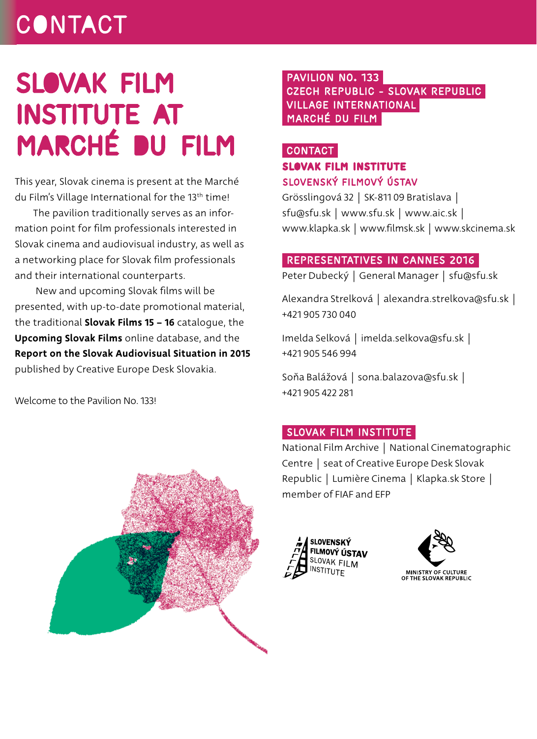# CONTACT

## SLOVAK FILM INSTITUTE AT MARCHÉ DU FILM

This year, Slovak cinema is present at the Marché du Film's Village International for the 13th time!

The pavilion traditionally serves as an information point for film professionals interested in Slovak cinema and audiovisual industry, as well as a networking place for Slovak film professionals and their international counterparts.

New and upcoming Slovak films will be presented, with up-to-date promotional material, the traditional **Slovak Films 15 – 16** catalogue, the **Upcoming Slovak Films** online database, and the **Report on the Slovak Audiovisual Situation in 2015** published by Creative Europe Desk Slovakia.

Welcome to the Pavilion No. 133!

### PAVILION NO. 133
### CZECH REPUBLIC – SLOVAK REPUBLIC
### VILLAGE INTERNATIONAL
### MARCHÉ DU FILM

### CONTACT

**SLOVAK FILM INSTITUTE**
**SLOVENSKÝ FILMOVÝ ÚSTAV**

Grösslingová 32 | SK-811 09 Bratislava | sfu@sfu.sk | www.sfu.sk | www.aic.sk | www.klapka.sk | www.filmsk.sk | www.skcinema.sk

### REPRESENTATIVES IN CANNES 2016

Peter Dubecký | General Manager | sfu@sfu.sk

Alexandra Strelková | alexandra.strelkova@sfu.sk | +421 905 730 040

Imelda Selková | imelda.selkova@sfu.sk | +421 905 546 994

Soňa Balážová | sona.balazova@sfu.sk | +421 905 422 281

### SLOVAK FILM INSTITUTE

National Film Archive | National Cinematographic Centre | seat of Creative Europe Desk Slovak Republic | Lumière Cinema | Klapka.sk Store | member of FIAF and EFP

SLOVENSKÝ FILMOVÝ ÚSTAV
SLOVAK FILM INSTITUTE

MINISTRY OF CULTURE OF THE SLOVAK REPUBLIC